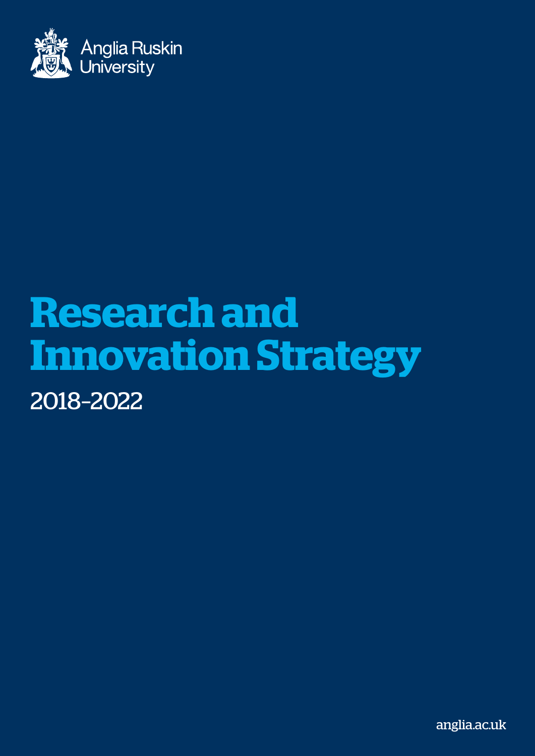Anglia Ruskin University

# Research and Innovation Strategy

2018–2022

anglia.ac.uk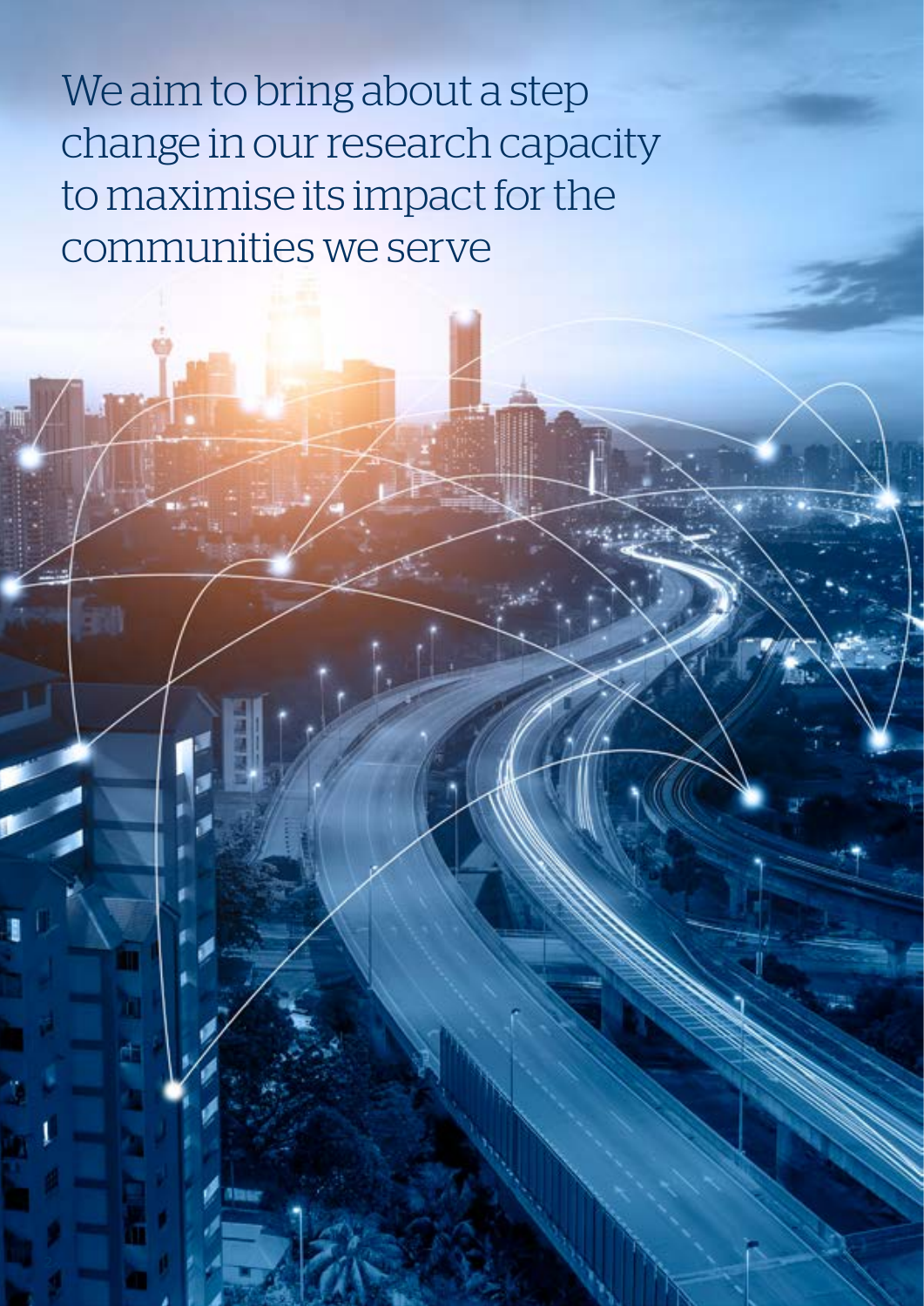We aim to bring about a step change in our research capacity to maximise its impact for the communities we serve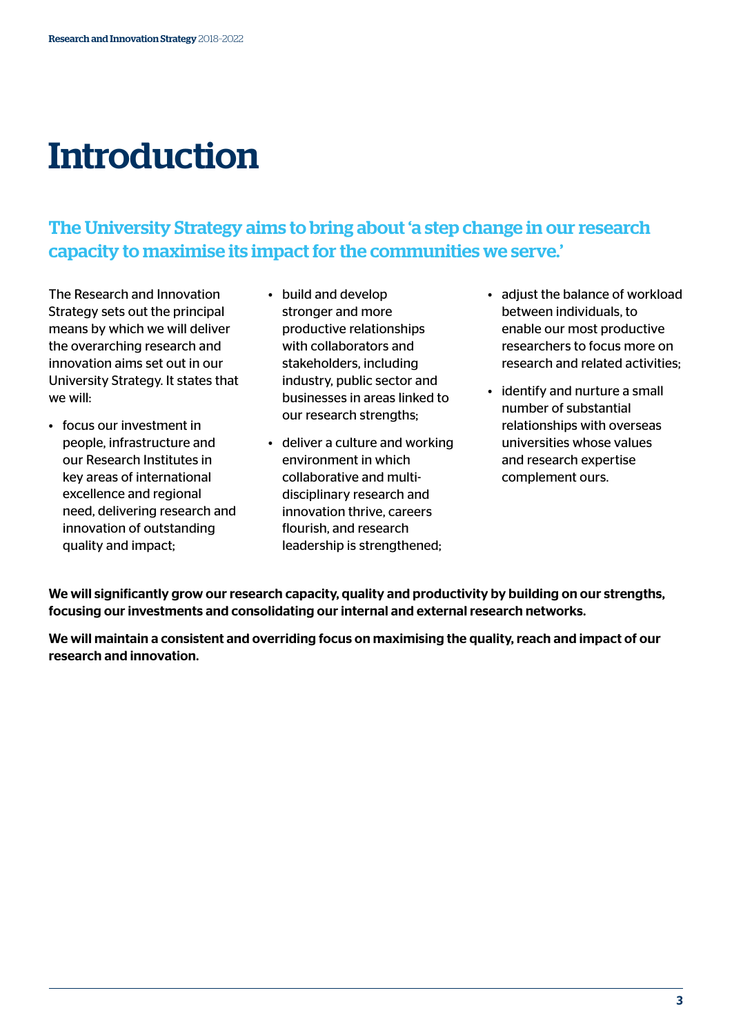# Introduction

## The University Strategy aims to bring about 'a step change in our research capacity to maximise its impact for the communities we serve.'

The Research and Innovation Strategy sets out the principal means by which we will deliver the overarching research and innovation aims set out in our University Strategy. It states that we will:

- focus our investment in people, infrastructure and our Research Institutes in key areas of international excellence and regional need, delivering research and innovation of outstanding quality and impact;
- build and develop stronger and more productive relationships with collaborators and stakeholders, including industry, public sector and businesses in areas linked to our research strengths;
- deliver a culture and working environment in which collaborative and multi-disciplinary research and innovation thrive, careers flourish, and research leadership is strengthened;
- adjust the balance of workload between individuals, to enable our most productive researchers to focus more on research and related activities;
- identify and nurture a small number of substantial relationships with overseas universities whose values and research expertise complement ours.

**We will significantly grow our research capacity, quality and productivity by building on our strengths, focusing our investments and consolidating our internal and external research networks.**

**We will maintain a consistent and overriding focus on maximising the quality, reach and impact of our research and innovation.**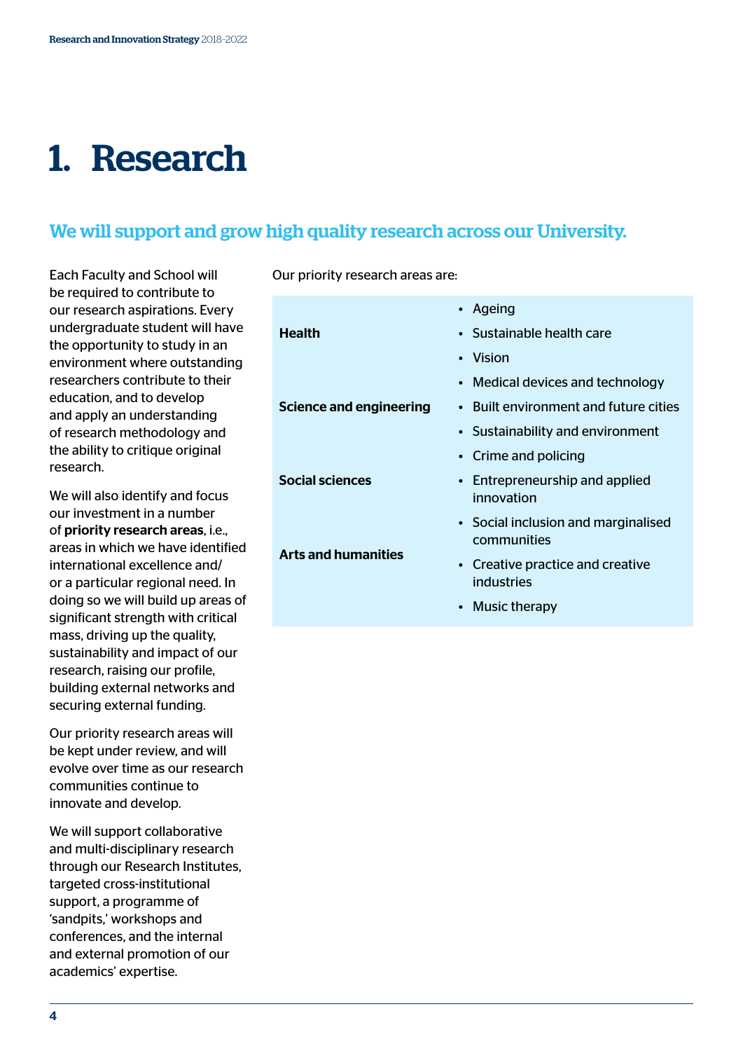# 1. Research

## We will support and grow high quality research across our University.

Each Faculty and School will be required to contribute to our research aspirations. Every undergraduate student will have the opportunity to study in an environment where outstanding researchers contribute to their education, and to develop and apply an understanding of research methodology and the ability to critique original research.

We will also identify and focus our investment in a number of **priority research areas**, i.e., areas in which we have identified international excellence and/or a particular regional need. In doing so we will build up areas of significant strength with critical mass, driving up the quality, sustainability and impact of our research, raising our profile, building external networks and securing external funding.

Our priority research areas will be kept under review, and will evolve over time as our research communities continue to innovate and develop.

We will support collaborative and multi-disciplinary research through our Research Institutes, targeted cross-institutional support, a programme of 'sandpits,' workshops and conferences, and the internal and external promotion of our academics' expertise.

Our priority research areas are:

| | |
|---|---|
| **Health** | • Ageing<br>• Sustainable health care<br>• Vision |
| **Science and engineering** | • Medical devices and technology<br>• Built environment and future cities<br>• Sustainability and environment |
| **Social sciences** | • Crime and policing<br>• Entrepreneurship and applied innovation |
| **Arts and humanities** | • Social inclusion and marginalised communities<br>• Creative practice and creative industries<br>• Music therapy |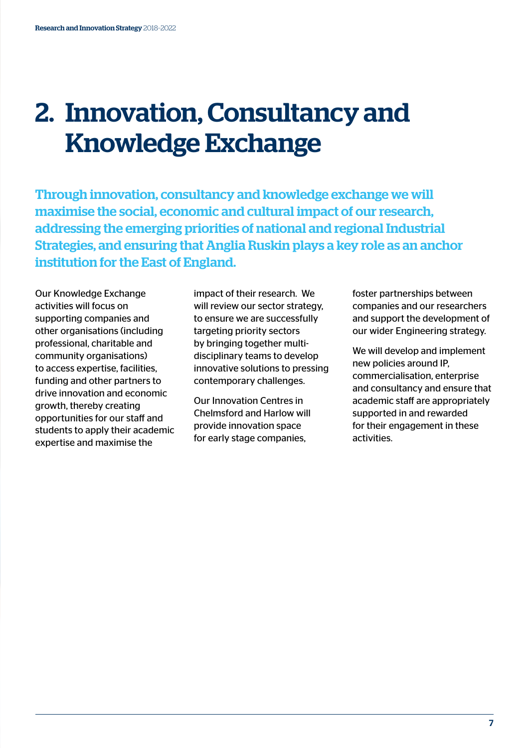# 2. Innovation, Consultancy and Knowledge Exchange

**Through innovation, consultancy and knowledge exchange we will maximise the social, economic and cultural impact of our research, addressing the emerging priorities of national and regional Industrial Strategies, and ensuring that Anglia Ruskin plays a key role as an anchor institution for the East of England.**

Our Knowledge Exchange activities will focus on supporting companies and other organisations (including professional, charitable and community organisations) to access expertise, facilities, funding and other partners to drive innovation and economic growth, thereby creating opportunities for our staff and students to apply their academic expertise and maximise the impact of their research. We will review our sector strategy, to ensure we are successfully targeting priority sectors by bringing together multi-disciplinary teams to develop innovative solutions to pressing contemporary challenges.

Our Innovation Centres in Chelmsford and Harlow will provide innovation space for early stage companies, foster partnerships between companies and our researchers and support the development of our wider Engineering strategy.

We will develop and implement new policies around IP, commercialisation, enterprise and consultancy and ensure that academic staff are appropriately supported in and rewarded for their engagement in these activities.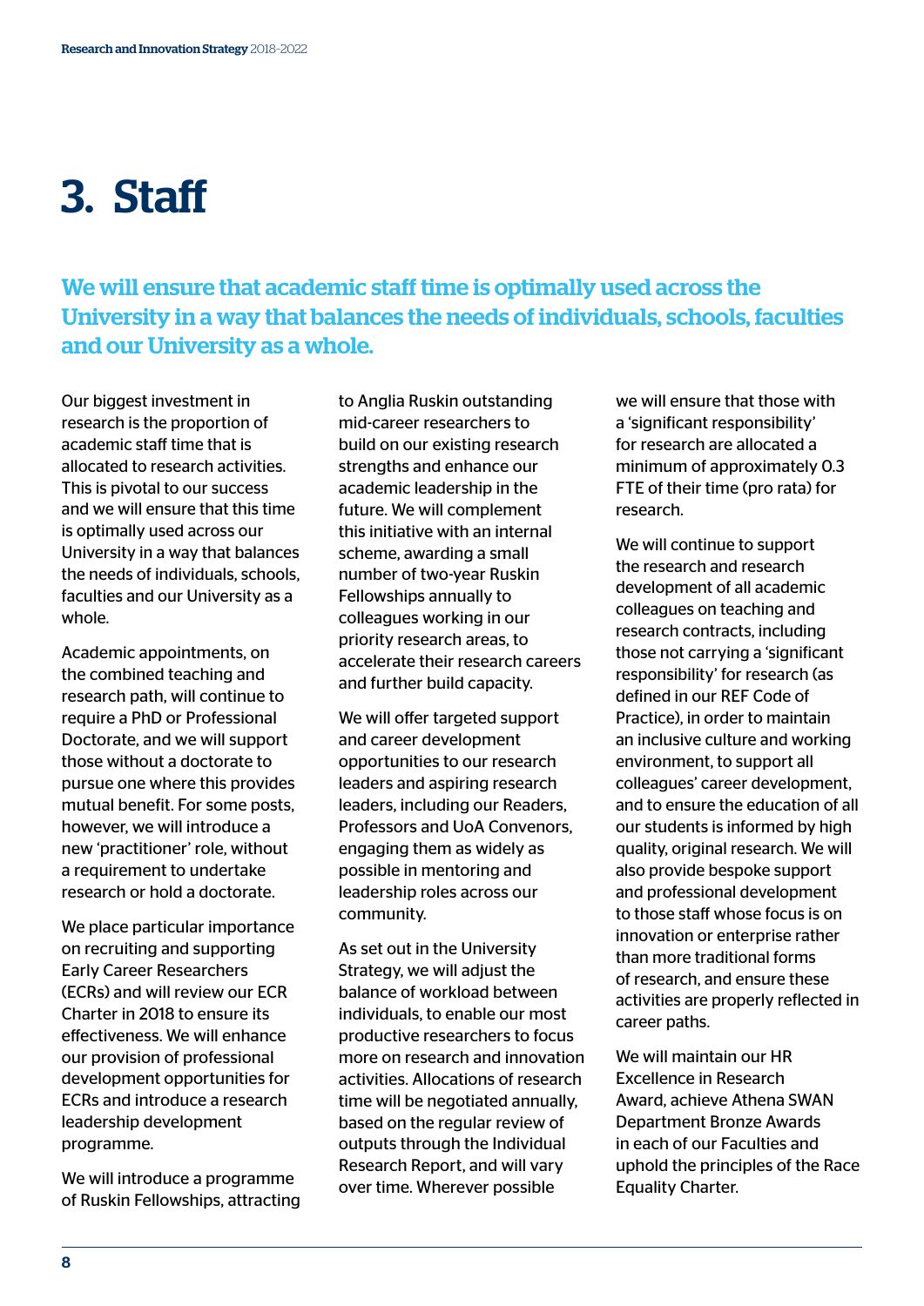# 3. Staff

## We will ensure that academic staff time is optimally used across the University in a way that balances the needs of individuals, schools, faculties and our University as a whole.

Our biggest investment in research is the proportion of academic staff time that is allocated to research activities. This is pivotal to our success and we will ensure that this time is optimally used across our University in a way that balances the needs of individuals, schools, faculties and our University as a whole.

Academic appointments, on the combined teaching and research path, will continue to require a PhD or Professional Doctorate, and we will support those without a doctorate to pursue one where this provides mutual benefit. For some posts, however, we will introduce a new 'practitioner' role, without a requirement to undertake research or hold a doctorate.

We place particular importance on recruiting and supporting Early Career Researchers (ECRs) and will review our ECR Charter in 2018 to ensure its effectiveness. We will enhance our provision of professional development opportunities for ECRs and introduce a research leadership development programme.

We will introduce a programme of Ruskin Fellowships, attracting to Anglia Ruskin outstanding mid-career researchers to build on our existing research strengths and enhance our academic leadership in the future. We will complement this initiative with an internal scheme, awarding a small number of two-year Ruskin Fellowships annually to colleagues working in our priority research areas, to accelerate their research careers and further build capacity.

We will offer targeted support and career development opportunities to our research leaders and aspiring research leaders, including our Readers, Professors and UoA Convenors, engaging them as widely as possible in mentoring and leadership roles across our community.

As set out in the University Strategy, we will adjust the balance of workload between individuals, to enable our most productive researchers to focus more on research and innovation activities. Allocations of research time will be negotiated annually, based on the regular review of outputs through the Individual Research Report, and will vary over time. Wherever possible we will ensure that those with a 'significant responsibility' for research are allocated a minimum of approximately 0.3 FTE of their time (pro rata) for research.

We will continue to support the research and research development of all academic colleagues on teaching and research contracts, including those not carrying a 'significant responsibility' for research (as defined in our REF Code of Practice), in order to maintain an inclusive culture and working environment, to support all colleagues' career development, and to ensure the education of all our students is informed by high quality, original research. We will also provide bespoke support and professional development to those staff whose focus is on innovation or enterprise rather than more traditional forms of research, and ensure these activities are properly reflected in career paths.

We will maintain our HR Excellence in Research Award, achieve Athena SWAN Department Bronze Awards in each of our Faculties and uphold the principles of the Race Equality Charter.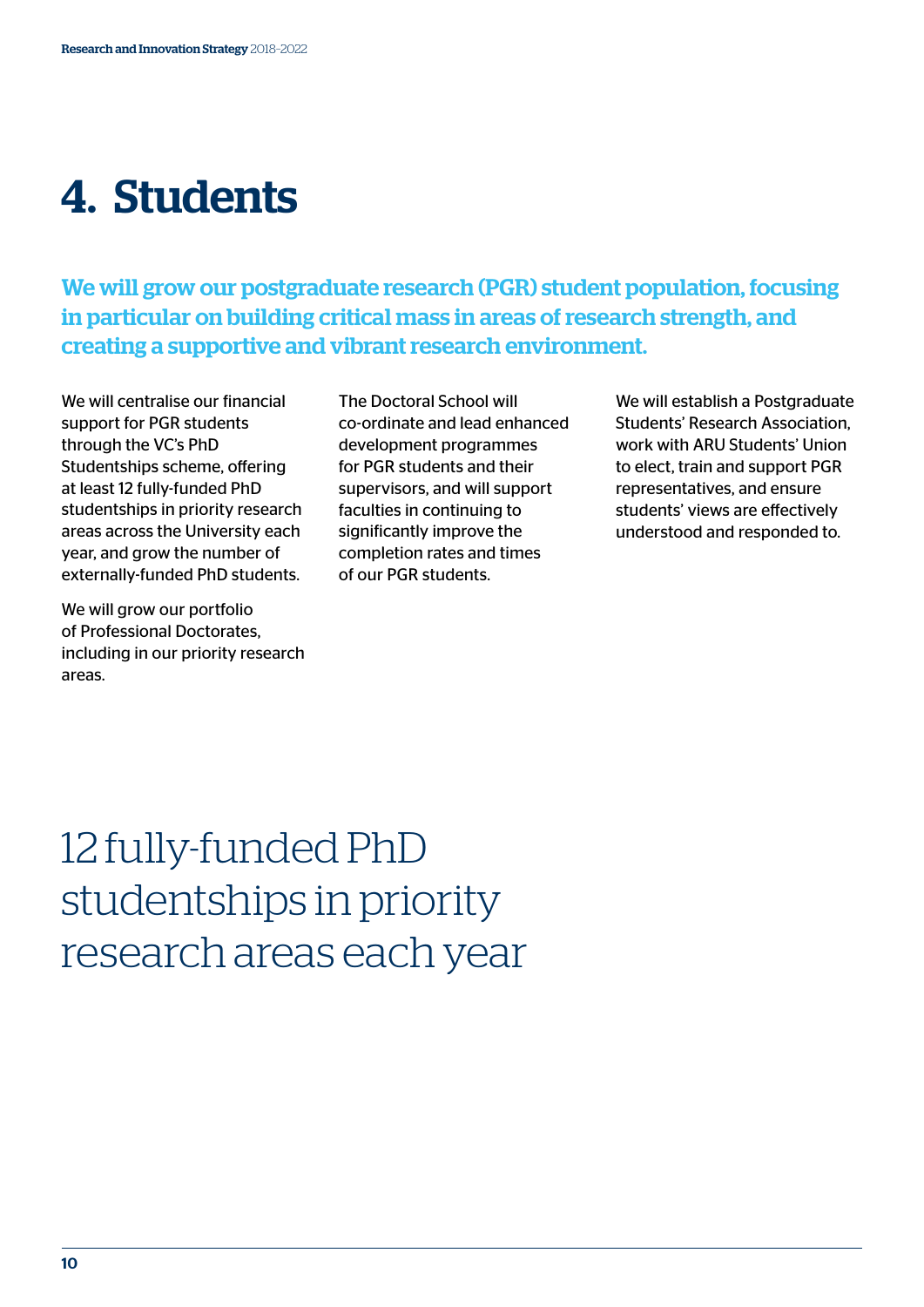# 4. Students

**We will grow our postgraduate research (PGR) student population, focusing in particular on building critical mass in areas of research strength, and creating a supportive and vibrant research environment.**

We will centralise our financial support for PGR students through the VC's PhD Studentships scheme, offering at least 12 fully-funded PhD studentships in priority research areas across the University each year, and grow the number of externally-funded PhD students.

We will grow our portfolio of Professional Doctorates, including in our priority research areas.

The Doctoral School will co-ordinate and lead enhanced development programmes for PGR students and their supervisors, and will support faculties in continuing to significantly improve the completion rates and times of our PGR students.

We will establish a Postgraduate Students' Research Association, work with ARU Students' Union to elect, train and support PGR representatives, and ensure students' views are effectively understood and responded to.

12 fully-funded PhD studentships in priority research areas each year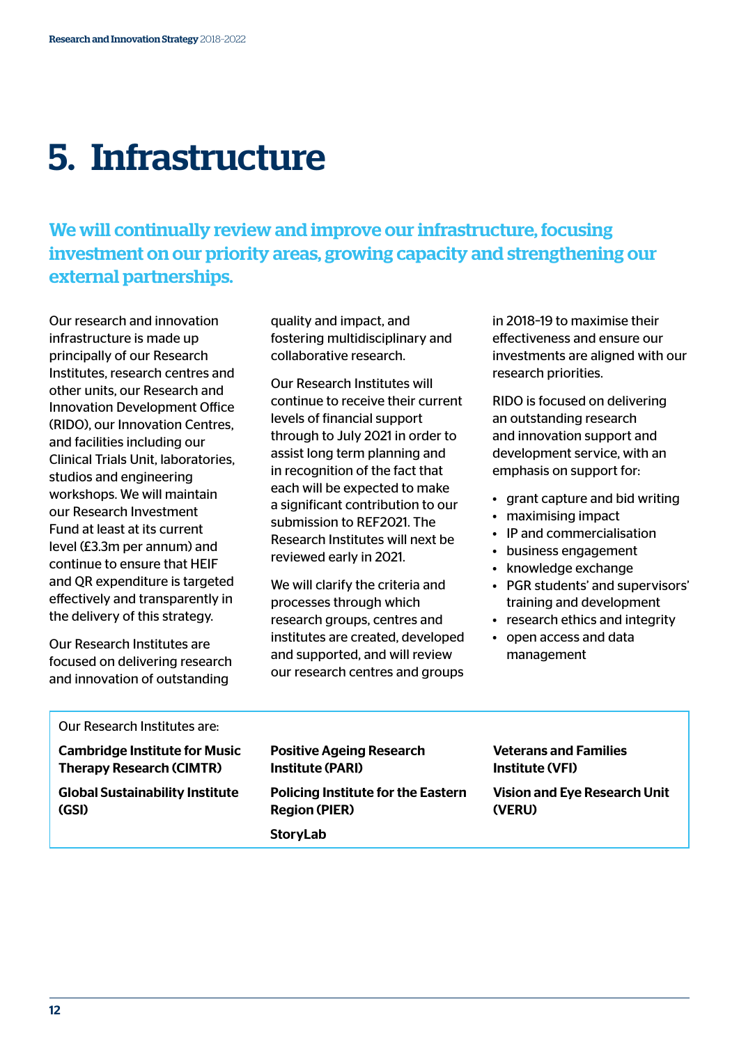# 5. Infrastructure

## We will continually review and improve our infrastructure, focusing investment on our priority areas, growing capacity and strengthening our external partnerships.

Our research and innovation infrastructure is made up principally of our Research Institutes, research centres and other units, our Research and Innovation Development Office (RIDO), our Innovation Centres, and facilities including our Clinical Trials Unit, laboratories, studios and engineering workshops. We will maintain our Research Investment Fund at least at its current level (£3.3m per annum) and continue to ensure that HEIF and QR expenditure is targeted effectively and transparently in the delivery of this strategy.

Our Research Institutes are focused on delivering research and innovation of outstanding quality and impact, and fostering multidisciplinary and collaborative research.

Our Research Institutes will continue to receive their current levels of financial support through to July 2021 in order to assist long term planning and in recognition of the fact that each will be expected to make a significant contribution to our submission to REF2021. The Research Institutes will next be reviewed early in 2021.

We will clarify the criteria and processes through which research groups, centres and institutes are created, developed and supported, and will review our research centres and groups in 2018-19 to maximise their effectiveness and ensure our investments are aligned with our research priorities.

RIDO is focused on delivering an outstanding research and innovation support and development service, with an emphasis on support for:

- grant capture and bid writing
- maximising impact
- IP and commercialisation
- business engagement
- knowledge exchange
- PGR students' and supervisors' training and development
- research ethics and integrity
- open access and data management

Our Research Institutes are:

**Cambridge Institute for Music Therapy Research (CIMTR)**

**Global Sustainability Institute (GSI)**

**Positive Ageing Research Institute (PARI)**

**Policing Institute for the Eastern Region (PIER)**

**StoryLab**

**Veterans and Families Institute (VFI)**

**Vision and Eye Research Unit (VERU)**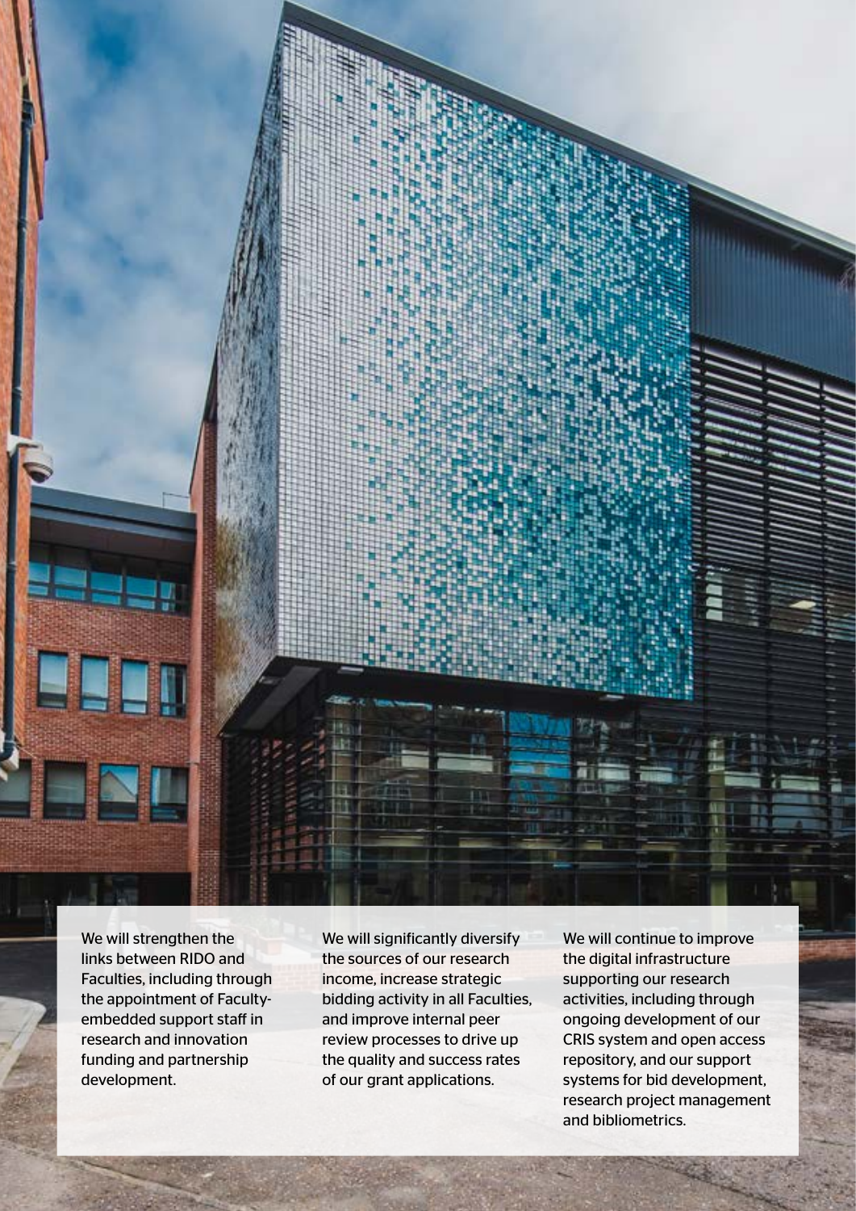We will strengthen the links between RIDO and Faculties, including through the appointment of Faculty-embedded support staff in research and innovation funding and partnership development.

We will significantly diversify the sources of our research income, increase strategic bidding activity in all Faculties, and improve internal peer review processes to drive up the quality and success rates of our grant applications.

We will continue to improve the digital infrastructure supporting our research activities, including through ongoing development of our CRIS system and open access repository, and our support systems for bid development, research project management and bibliometrics.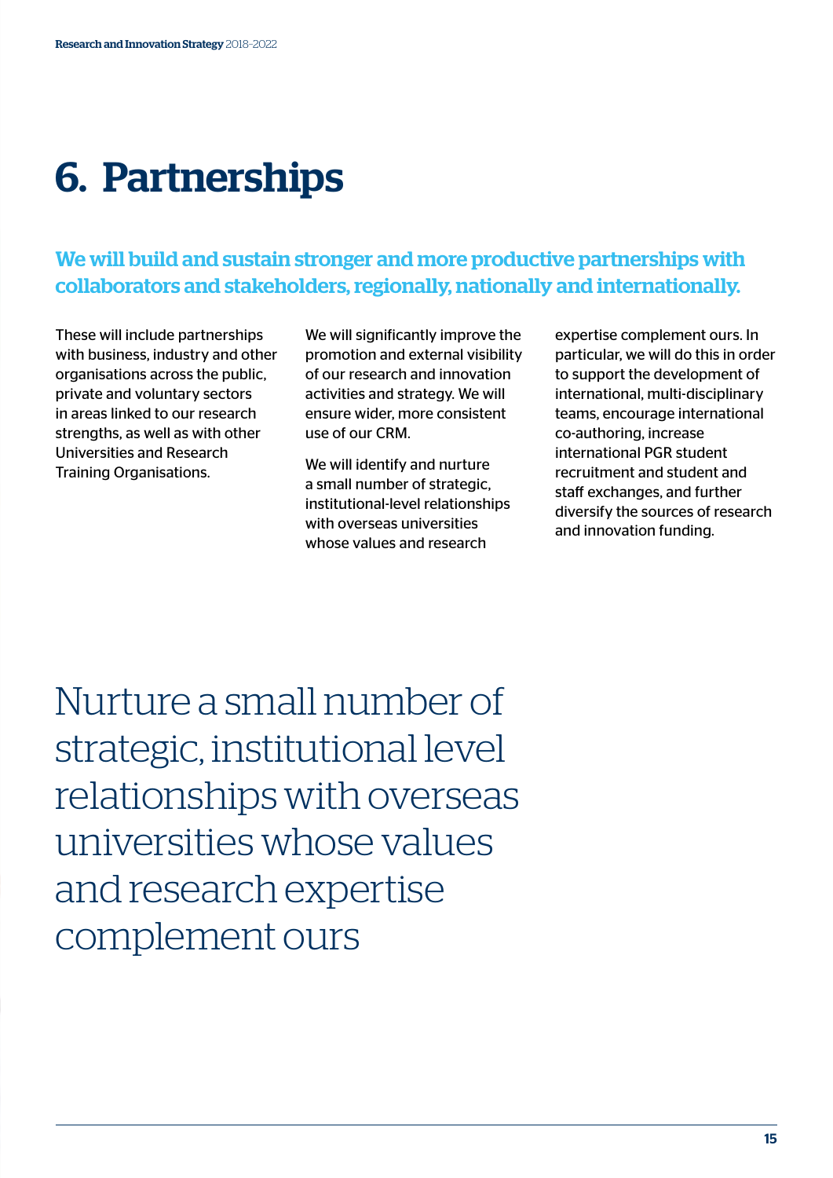# 6. Partnerships

**We will build and sustain stronger and more productive partnerships with collaborators and stakeholders, regionally, nationally and internationally.**

These will include partnerships with business, industry and other organisations across the public, private and voluntary sectors in areas linked to our research strengths, as well as with other Universities and Research Training Organisations.

We will significantly improve the promotion and external visibility of our research and innovation activities and strategy. We will ensure wider, more consistent use of our CRM.

We will identify and nurture a small number of strategic, institutional-level relationships with overseas universities whose values and research expertise complement ours. In particular, we will do this in order to support the development of international, multi-disciplinary teams, encourage international co-authoring, increase international PGR student recruitment and student and staff exchanges, and further diversify the sources of research and innovation funding.

Nurture a small number of strategic, institutional level relationships with overseas universities whose values and research expertise complement ours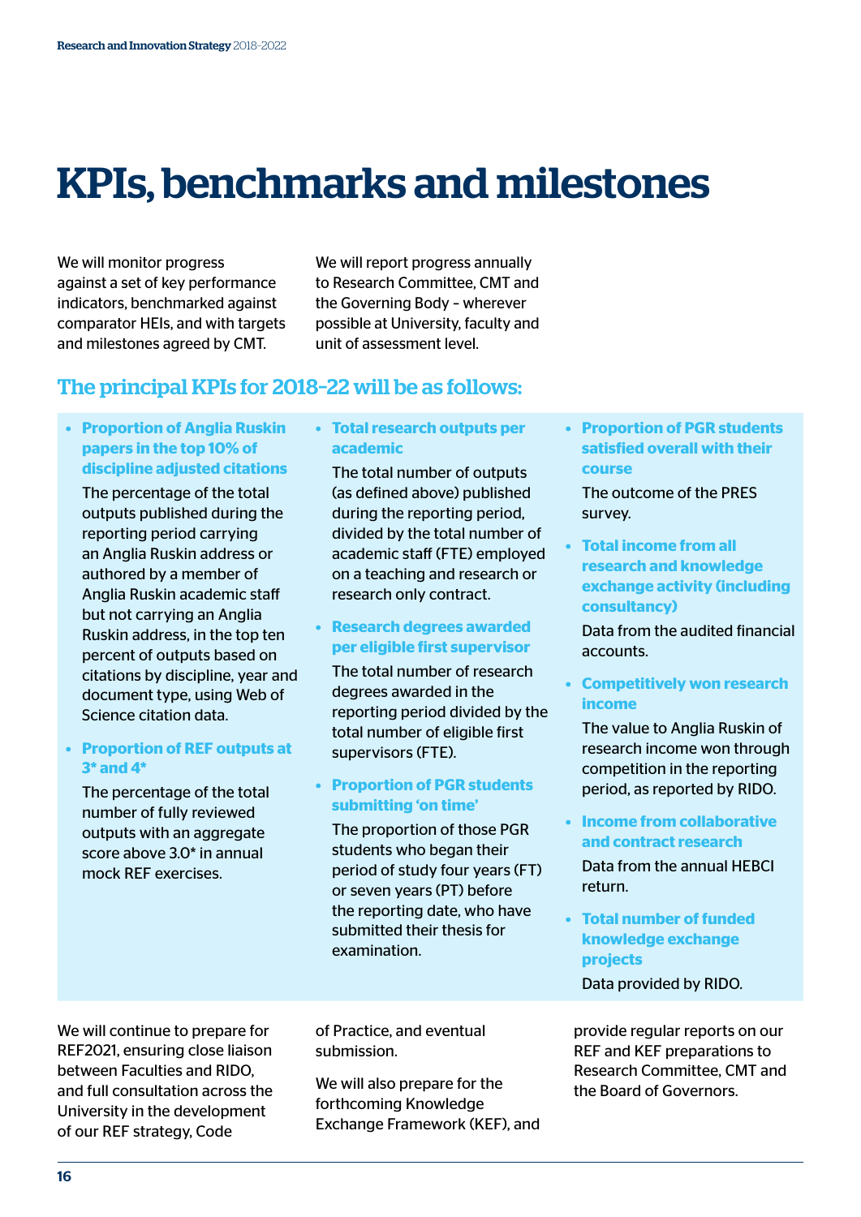# KPIs, benchmarks and milestones

We will monitor progress against a set of key performance indicators, benchmarked against comparator HEIs, and with targets and milestones agreed by CMT.

We will report progress annually to Research Committee, CMT and the Governing Body – wherever possible at University, faculty and unit of assessment level.

## The principal KPIs for 2018-22 will be as follows:

- **Proportion of Anglia Ruskin papers in the top 10% of discipline adjusted citations**

  The percentage of the total outputs published during the reporting period carrying an Anglia Ruskin address or authored by a member of Anglia Ruskin academic staff but not carrying an Anglia Ruskin address, in the top ten percent of outputs based on citations by discipline, year and document type, using Web of Science citation data.

- **Proportion of REF outputs at 3* and 4***

  The percentage of the total number of fully reviewed outputs with an aggregate score above 3.0* in annual mock REF exercises.

- **Total research outputs per academic**

  The total number of outputs (as defined above) published during the reporting period, divided by the total number of academic staff (FTE) employed on a teaching and research or research only contract.

- **Research degrees awarded per eligible first supervisor**

  The total number of research degrees awarded in the reporting period divided by the total number of eligible first supervisors (FTE).

- **Proportion of PGR students submitting 'on time'**

  The proportion of those PGR students who began their period of study four years (FT) or seven years (PT) before the reporting date, who have submitted their thesis for examination.

- **Proportion of PGR students satisfied overall with their course**

  The outcome of the PRES survey.

- **Total income from all research and knowledge exchange activity (including consultancy)**

  Data from the audited financial accounts.

- **Competitively won research income**

  The value to Anglia Ruskin of research income won through competition in the reporting period, as reported by RIDO.

- **Income from collaborative and contract research**

  Data from the annual HEBCI return.

- **Total number of funded knowledge exchange projects**

  Data provided by RIDO.

We will continue to prepare for REF2021, ensuring close liaison between Faculties and RIDO, and full consultation across the University in the development of our REF strategy, Code of Practice, and eventual submission.

We will also prepare for the forthcoming Knowledge Exchange Framework (KEF), and provide regular reports on our REF and KEF preparations to Research Committee, CMT and the Board of Governors.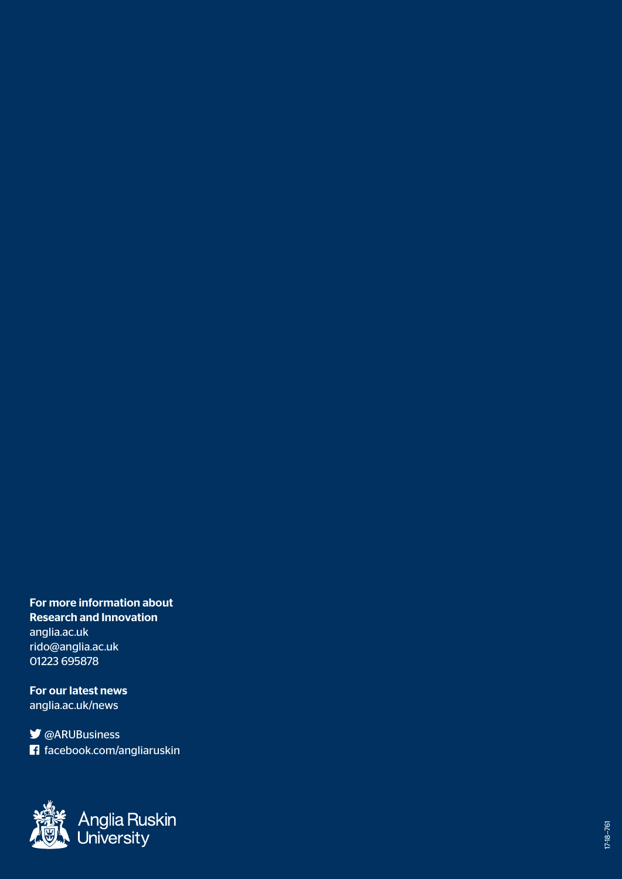**For more information about Research and Innovation**
anglia.ac.uk
rido@anglia.ac.uk
01223 695878

**For our latest news**
anglia.ac.uk/news

@ARUBusiness
facebook.com/angliaruskin

Anglia Ruskin University

17-18-761